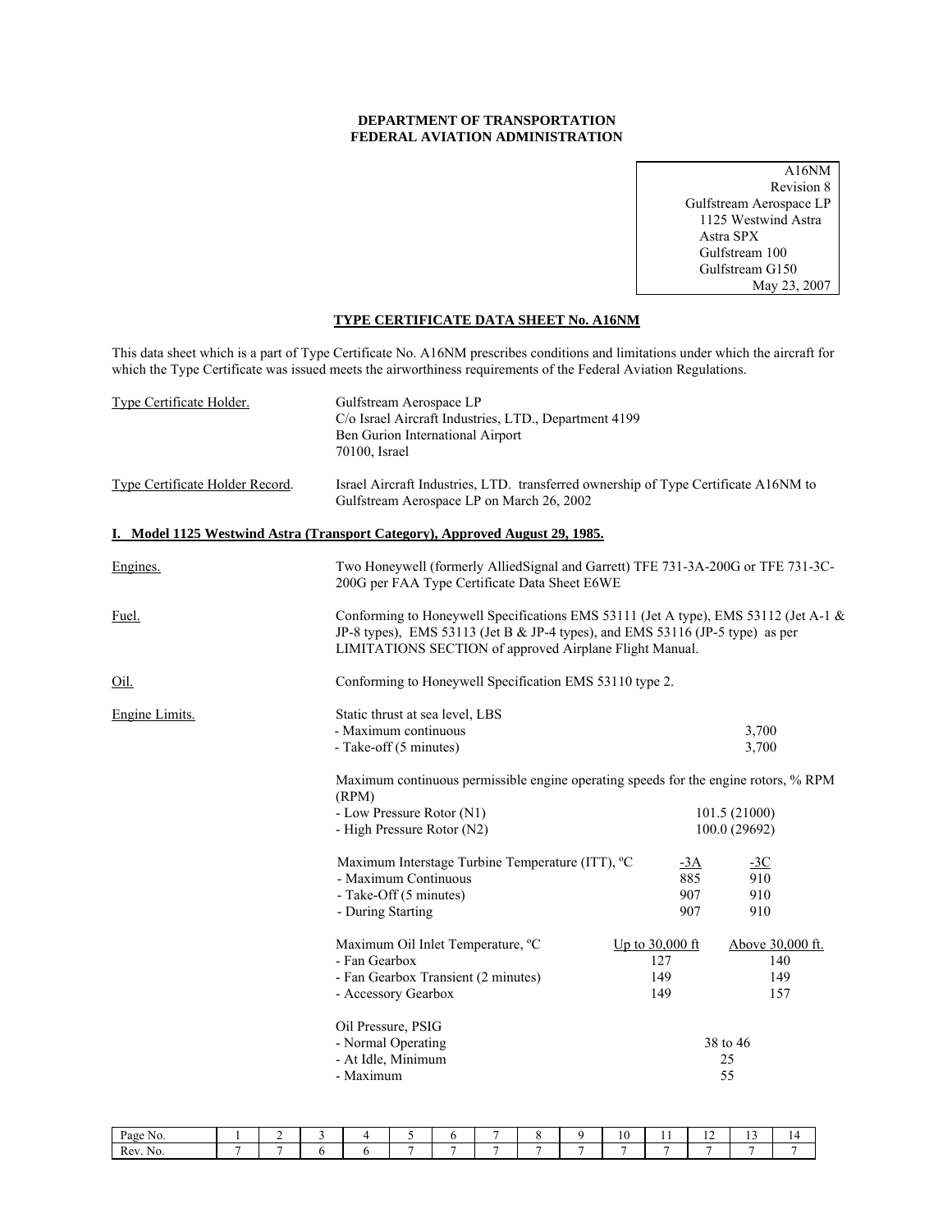**DEPARTMENT OF TRANSPORTATION**
**FEDERAL AVIATION ADMINISTRATION**

A16NM
Revision 8
Gulfstream Aerospace LP
1125 Westwind Astra
Astra SPX
Gulfstream 100
Gulfstream G150
May 23, 2007

## TYPE CERTIFICATE DATA SHEET No. A16NM

This data sheet which is a part of Type Certificate No. A16NM prescribes conditions and limitations under which the aircraft for which the Type Certificate was issued meets the airworthiness requirements of the Federal Aviation Regulations.

Type Certificate Holder.
Gulfstream Aerospace LP
C/o Israel Aircraft Industries, LTD., Department 4199
Ben Gurion International Airport
70100, Israel

Type Certificate Holder Record.
Israel Aircraft Industries, LTD. transferred ownership of Type Certificate A16NM to Gulfstream Aerospace LP on March 26, 2002

### I. Model 1125 Westwind Astra (Transport Category), Approved August 29, 1985.

Engines.
Two Honeywell (formerly AlliedSignal and Garrett) TFE 731-3A-200G or TFE 731-3C-200G per FAA Type Certificate Data Sheet E6WE

Fuel.
Conforming to Honeywell Specifications EMS 53111 (Jet A type), EMS 53112 (Jet A-1 & JP-8 types), EMS 53113 (Jet B & JP-4 types), and EMS 53116 (JP-5 type) as per LIMITATIONS SECTION of approved Airplane Flight Manual.

Oil.
Conforming to Honeywell Specification EMS 53110 type 2.

Engine Limits.

| Static thrust at sea level, LBS | |
|---|---|
| - Maximum continuous | 3,700 |
| - Take-off (5 minutes) | 3,700 |

| Maximum continuous permissible engine operating speeds for the engine rotors, % RPM (RPM) | |
|---|---|
| - Low Pressure Rotor (N1) | 101.5 (21000) |
| - High Pressure Rotor (N2) | 100.0 (29692) |

| Maximum Interstage Turbine Temperature (ITT), ºC | -3A | -3C |
|---|---|---|
| - Maximum Continuous | 885 | 910 |
| - Take-Off (5 minutes) | 907 | 910 |
| - During Starting | 907 | 910 |

| Maximum Oil Inlet Temperature, ºC | Up to 30,000 ft | Above 30,000 ft. |
|---|---|---|
| - Fan Gearbox | 127 | 140 |
| - Fan Gearbox Transient (2 minutes) | 149 | 149 |
| - Accessory Gearbox | 149 | 157 |

| Oil Pressure, PSIG | |
|---|---|
| - Normal Operating | 38 to 46 |
| - At Idle, Minimum | 25 |
| - Maximum | 55 |

| Page No. | 1 | 2 | 3 | 4 | 5 | 6 | 7 | 8 | 9 | 10 | 11 | 12 | 13 | 14 |
|---|---|---|---|---|---|---|---|---|---|---|---|---|---|---|
| Rev. No. | 7 | 7 | 6 | 6 | 7 | 7 | 7 | 7 | 7 | 7 | 7 | 7 | 7 | 7 |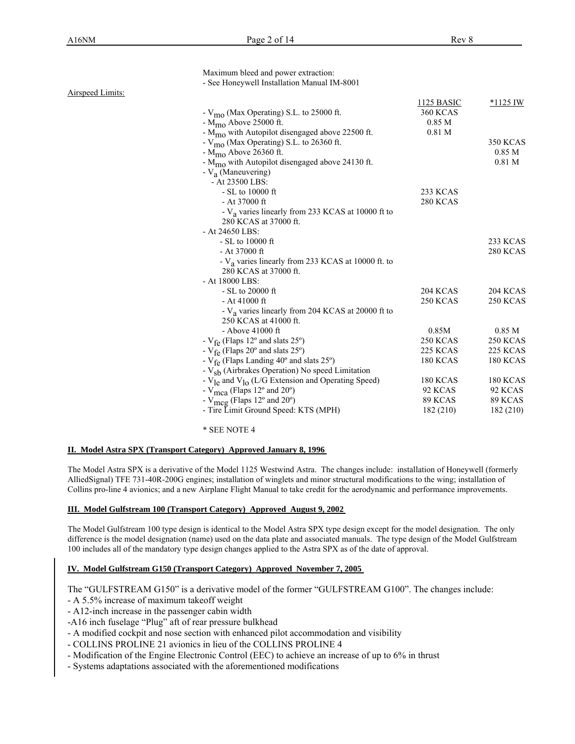Maximum bleed and power extraction:
- See Honeywell Installation Manual IM-8001

Airspeed Limits:

| | 1125 BASIC | *1125 IW |
|---|---|---|
| - $V_{mo}$ (Max Operating) S.L. to 25000 ft. | 360 KCAS | |
| - $M_{mo}$ Above 25000 ft. | 0.85 M | |
| - $M_{mo}$ with Autopilot disengaged above 22500 ft. | 0.81 M | |
| - $V_{mo}$ (Max Operating) S.L. to 26360 ft. | | 350 KCAS |
| - $M_{mo}$ Above 26360 ft. | | 0.85 M |
| - $M_{mo}$ with Autopilot disengaged above 24130 ft. | | 0.81 M |
| - $V_a$ (Maneuvering) | | |
| - At 23500 LBS: | | |
| - SL to 10000 ft | 233 KCAS | |
| - At 37000 ft | 280 KCAS | |
| - $V_a$ varies linearly from 233 KCAS at 10000 ft to 280 KCAS at 37000 ft. | | |
| - At 24650 LBS: | | |
| - SL to 10000 ft | | 233 KCAS |
| - At 37000 ft | | 280 KCAS |
| - $V_a$ varies linearly from 233 KCAS at 10000 ft. to 280 KCAS at 37000 ft. | | |
| - At 18000 LBS: | | |
| - SL to 20000 ft | 204 KCAS | 204 KCAS |
| - At 41000 ft | 250 KCAS | 250 KCAS |
| - $V_a$ varies linearly from 204 KCAS at 20000 ft to 250 KCAS at 41000 ft. | | |
| - Above 41000 ft | 0.85M | 0.85 M |
| - $V_{fe}$ (Flaps 12º and slats 25º) | 250 KCAS | 250 KCAS |
| - $V_{fe}$ (Flaps 20º and slats 25º) | 225 KCAS | 225 KCAS |
| - $V_{fe}$ (Flaps Landing 40º and slats 25º) | 180 KCAS | 180 KCAS |
| - $V_{sb}$ (Airbrakes Operation) No speed Limitation | | |
| - $V_{le}$ and $V_{lo}$ (L/G Extension and Operating Speed) | 180 KCAS | 180 KCAS |
| - $V_{mca}$ (Flaps 12º and 20º) | 92 KCAS | 92 KCAS |
| - $V_{mcg}$ (Flaps 12º and 20º) | 89 KCAS | 89 KCAS |
| - Tire Limit Ground Speed: KTS (MPH) | 182 (210) | 182 (210) |

\* SEE NOTE 4

## II. Model Astra SPX (Transport Category) Approved January 8, 1996

The Model Astra SPX is a derivative of the Model 1125 Westwind Astra. The changes include: installation of Honeywell (formerly AlliedSignal) TFE 731-40R-200G engines; installation of winglets and minor structural modifications to the wing; installation of Collins pro-line 4 avionics; and a new Airplane Flight Manual to take credit for the aerodynamic and performance improvements.

## III. Model Gulfstream 100 (Transport Category) Approved August 9, 2002

The Model Gulfstream 100 type design is identical to the Model Astra SPX type design except for the model designation. The only difference is the model designation (name) used on the data plate and associated manuals. The type design of the Model Gulfstream 100 includes all of the mandatory type design changes applied to the Astra SPX as of the date of approval.

## IV. Model Gulfstream G150 (Transport Category) Approved November 7, 2005

The "GULFSTREAM G150" is a derivative model of the former "GULFSTREAM G100". The changes include:
- A 5.5% increase of maximum takeoff weight
- A12-inch increase in the passenger cabin width
- A16 inch fuselage "Plug" aft of rear pressure bulkhead
- A modified cockpit and nose section with enhanced pilot accommodation and visibility
- COLLINS PROLINE 21 avionics in lieu of the COLLINS PROLINE 4
- Modification of the Engine Electronic Control (EEC) to achieve an increase of up to 6% in thrust
- Systems adaptations associated with the aforementioned modifications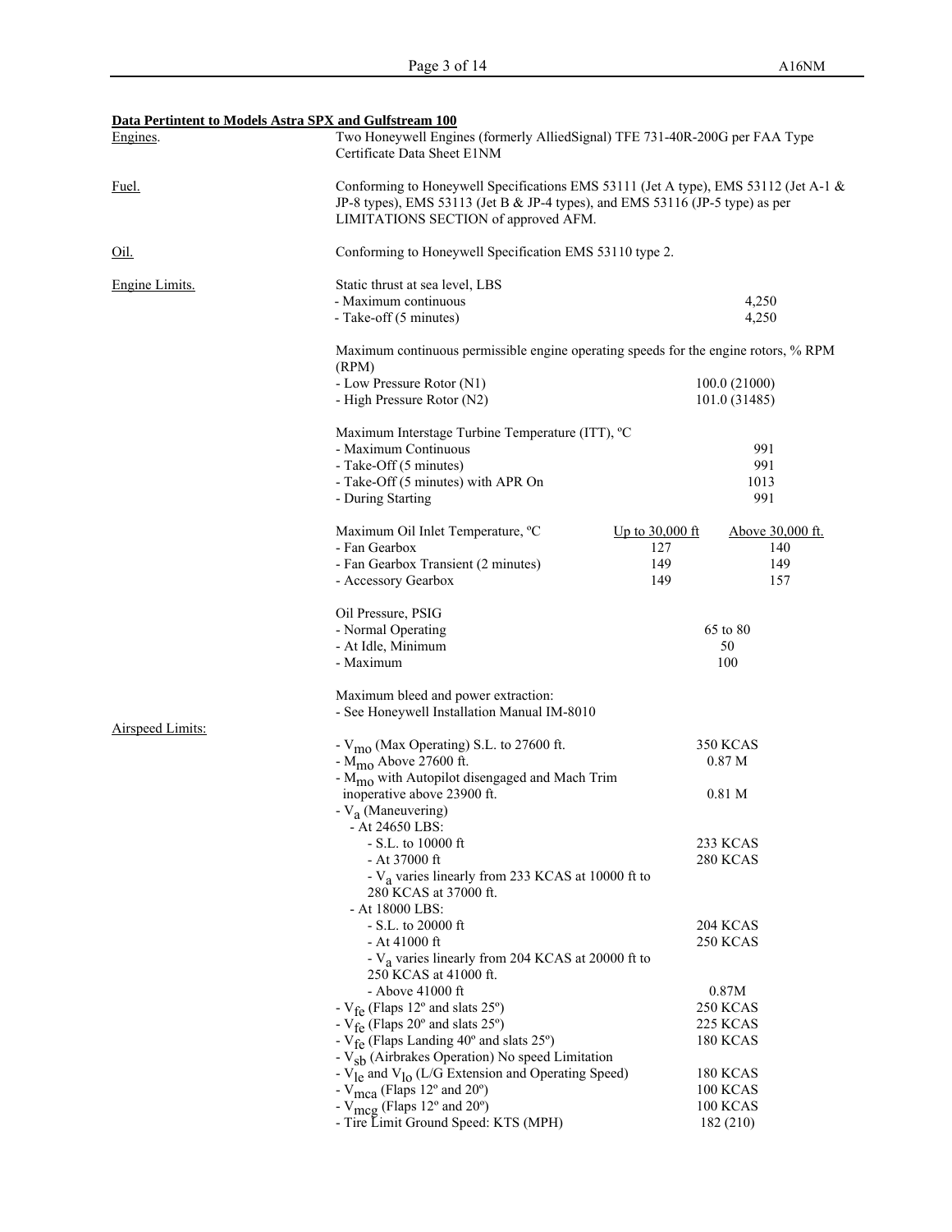**Data Pertintent to Models Astra SPX and Gulfstream 100**

| | | | |
|---|---|---|---|
| Engines. | Two Honeywell Engines (formerly AlliedSignal) TFE 731-40R-200G per FAA Type Certificate Data Sheet E1NM | | |
| Fuel. | Conforming to Honeywell Specifications EMS 53111 (Jet A type), EMS 53112 (Jet A-1 & JP-8 types), EMS 53113 (Jet B & JP-4 types), and EMS 53116 (JP-5 type) as per LIMITATIONS SECTION of approved AFM. | | |
| Oil. | Conforming to Honeywell Specification EMS 53110 type 2. | | |
| Engine Limits. | Static thrust at sea level, LBS | | |
| | - Maximum continuous | | 4,250 |
| | - Take-off (5 minutes) | | 4,250 |
| | Maximum continuous permissible engine operating speeds for the engine rotors, % RPM (RPM) | | |
| | - Low Pressure Rotor (N1) | | 100.0 (21000) |
| | - High Pressure Rotor (N2) | | 101.0 (31485) |
| | Maximum Interstage Turbine Temperature (ITT), ºC | | |
| | - Maximum Continuous | | 991 |
| | - Take-Off (5 minutes) | | 991 |
| | - Take-Off (5 minutes) with APR On | | 1013 |
| | - During Starting | | 991 |
| | Maximum Oil Inlet Temperature, ºC | Up to 30,000 ft | Above 30,000 ft. |
| | - Fan Gearbox | 127 | 140 |
| | - Fan Gearbox Transient (2 minutes) | 149 | 149 |
| | - Accessory Gearbox | 149 | 157 |
| | Oil Pressure, PSIG | | |
| | - Normal Operating | | 65 to 80 |
| | - At Idle, Minimum | | 50 |
| | - Maximum | | 100 |
| | Maximum bleed and power extraction: | | |
| | - See Honeywell Installation Manual IM-8010 | | |
| Airspeed Limits: | | | |
| | - $V_{mo}$ (Max Operating) S.L. to 27600 ft. | | 350 KCAS |
| | - $M_{mo}$ Above 27600 ft. | | 0.87 M |
| | - $M_{mo}$ with Autopilot disengaged and Mach Trim inoperative above 23900 ft. | | 0.81 M |
| | - $V_a$ (Maneuvering) | | |
| | - At 24650 LBS: | | |
| | - S.L. to 10000 ft | | 233 KCAS |
| | - At 37000 ft | | 280 KCAS |
| | - $V_a$ varies linearly from 233 KCAS at 10000 ft to 280 KCAS at 37000 ft. | | |
| | - At 18000 LBS: | | |
| | - S.L. to 20000 ft | | 204 KCAS |
| | - At 41000 ft | | 250 KCAS |
| | - $V_a$ varies linearly from 204 KCAS at 20000 ft to 250 KCAS at 41000 ft. | | |
| | - Above 41000 ft | | 0.87M |
| | - $V_{fe}$ (Flaps 12º and slats 25º) | | 250 KCAS |
| | - $V_{fe}$ (Flaps 20º and slats 25º) | | 225 KCAS |
| | - $V_{fe}$ (Flaps Landing 40º and slats 25º) | | 180 KCAS |
| | - $V_{sb}$ (Airbrakes Operation) No speed Limitation | | |
| | - $V_{le}$ and $V_{lo}$ (L/G Extension and Operating Speed) | | 180 KCAS |
| | - $V_{mca}$ (Flaps 12º and 20º) | | 100 KCAS |
| | - $V_{mcg}$ (Flaps 12º and 20º) | | 100 KCAS |
| | - Tire Limit Ground Speed: KTS (MPH) | | 182 (210) |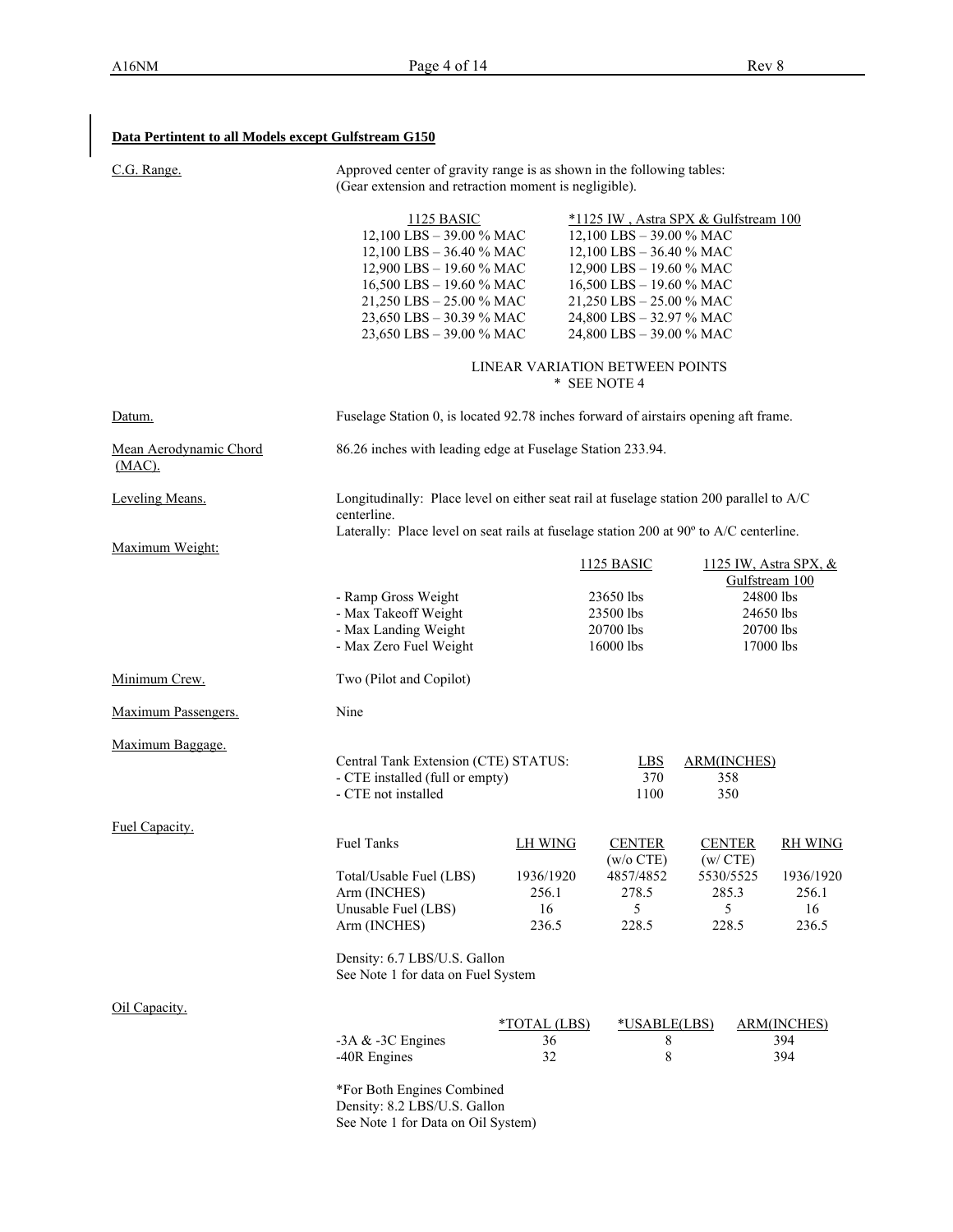**Data Pertintent to all Models except Gulfstream G150**

C.G. Range.

Approved center of gravity range is as shown in the following tables:
(Gear extension and retraction moment is negligible).

| 1125 BASIC | *1125 IW , Astra SPX & Gulfstream 100 |
|---|---|
| 12,100 LBS – 39.00 % MAC | 12,100 LBS – 39.00 % MAC |
| 12,100 LBS – 36.40 % MAC | 12,100 LBS – 36.40 % MAC |
| 12,900 LBS – 19.60 % MAC | 12,900 LBS – 19.60 % MAC |
| 16,500 LBS – 19.60 % MAC | 16,500 LBS – 19.60 % MAC |
| 21,250 LBS – 25.00 % MAC | 21,250 LBS – 25.00 % MAC |
| 23,650 LBS – 30.39 % MAC | 24,800 LBS – 32.97 % MAC |
| 23,650 LBS – 39.00 % MAC | 24,800 LBS – 39.00 % MAC |

LINEAR VARIATION BETWEEN POINTS
* SEE NOTE 4

Datum.

Fuselage Station 0, is located 92.78 inches forward of airstairs opening aft frame.

Mean Aerodynamic Chord (MAC).

86.26 inches with leading edge at Fuselage Station 233.94.

Leveling Means.

Longitudinally: Place level on either seat rail at fuselage station 200 parallel to A/C centerline.
Laterally: Place level on seat rails at fuselage station 200 at 90º to A/C centerline.

Maximum Weight:

| | 1125 BASIC | 1125 IW, Astra SPX, & Gulfstream 100 |
|---|---|---|
| - Ramp Gross Weight | 23650 lbs | 24800 lbs |
| - Max Takeoff Weight | 23500 lbs | 24650 lbs |
| - Max Landing Weight | 20700 lbs | 20700 lbs |
| - Max Zero Fuel Weight | 16000 lbs | 17000 lbs |

Minimum Crew.

Two (Pilot and Copilot)

Maximum Passengers.

Nine

Maximum Baggage.

| Central Tank Extension (CTE) STATUS: | LBS | ARM(INCHES) |
|---|---|---|
| - CTE installed (full or empty) | 370 | 358 |
| - CTE not installed | 1100 | 350 |

Fuel Capacity.

| Fuel Tanks | LH WING | CENTER (w/o CTE) | CENTER (w/ CTE) | RH WING |
|---|---|---|---|---|
| Total/Usable Fuel (LBS) | 1936/1920 | 4857/4852 | 5530/5525 | 1936/1920 |
| Arm (INCHES) | 256.1 | 278.5 | 285.3 | 256.1 |
| Unusable Fuel (LBS) | 16 | 5 | 5 | 16 |
| Arm (INCHES) | 236.5 | 228.5 | 228.5 | 236.5 |

Density: 6.7 LBS/U.S. Gallon
See Note 1 for data on Fuel System

Oil Capacity.

| | *TOTAL (LBS) | *USABLE(LBS) | ARM(INCHES) |
|---|---|---|---|
| -3A & -3C Engines | 36 | 8 | 394 |
| -40R Engines | 32 | 8 | 394 |

*For Both Engines Combined
Density: 8.2 LBS/U.S. Gallon
See Note 1 for Data on Oil System)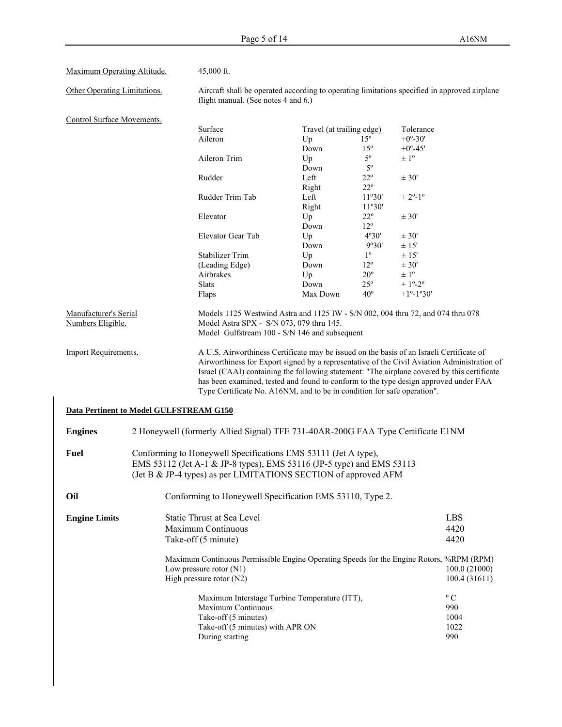**Maximum Operating Altitude.** 45,000 ft.

**Other Operating Limitations.** Aircraft shall be operated according to operating limitations specified in approved airplane flight manual. (See notes 4 and 6.)

**Control Surface Movements.**

| Surface | Travel (at trailing edge) | | Tolerance |
|---|---|---|---|
| Aileron | Up | 15º | +0º-30' |
| | Down | 15º | +0º-45' |
| Aileron Trim | Up | 5º | ± 1º |
| | Down | 5º | |
| Rudder | Left | 22º | ± 30' |
| | Right | 22º | |
| Rudder Trim Tab | Left | 11º30' | + 2º-1º |
| | Right | 11º30' | |
| Elevator | Up | 22º | ± 30' |
| | Down | 12º | |
| Elevator Gear Tab | Up | 4º30' | ± 30' |
| | Down | 9º30' | ± 15' |
| Stabilizer Trim | Up | 1º | ± 15' |
| (Leading Edge) | Down | 12º | ± 30' |
| Airbrakes | Up | 20º | ± 1º |
| Slats | Down | 25º | + 1º-2º |
| Flaps | Max Down | 40º | +1º-1º30' |

**Manufacturer's Serial Numbers Eligible.**
Models 1125 Westwind Astra and 1125 IW - S/N 002, 004 thru 72, and 074 thru 078
Model Astra SPX - S/N 073, 079 thru 145.
Model Gulfstream 100 - S/N 146 and subsequent

**Import Requirements,** A U.S. Airworthiness Certificate may be issued on the basis of an Israeli Certificate of Airworthiness for Export signed by a representative of the Civil Aviation Administration of Israel (CAAI) containing the following statement: "The airplane covered by this certificate has been examined, tested and found to conform to the type design approved under FAA Type Certificate No. A16NM, and to be in condition for safe operation".

## Data Pertinent to Model GULFSTREAM G150

**Engines** 2 Honeywell (formerly Allied Signal) TFE 731-40AR-200G FAA Type Certificate E1NM

**Fuel** Conforming to Honeywell Specifications EMS 53111 (Jet A type), EMS 53112 (Jet A-1 & JP-8 types), EMS 53116 (JP-5 type) and EMS 53113 (Jet B & JP-4 types) as per LIMITATIONS SECTION of approved AFM

**Oil** Conforming to Honeywell Specification EMS 53110, Type 2.

**Engine Limits**

| Static Thrust at Sea Level | LBS |
|---|---|
| Maximum Continuous | 4420 |
| Take-off (5 minute) | 4420 |

| Maximum Continuous Permissible Engine Operating Speeds for the Engine Rotors, %RPM (RPM) | |
|---|---|
| Low pressure rotor (N1) | 100.0 (21000) |
| High pressure rotor (N2) | 100.4 (31611) |

| Maximum Interstage Turbine Temperature (ITT), | º C |
|---|---|
| Maximum Continuous | 990 |
| Take-off (5 minutes) | 1004 |
| Take-off (5 minutes) with APR ON | 1022 |
| During starting | 990 |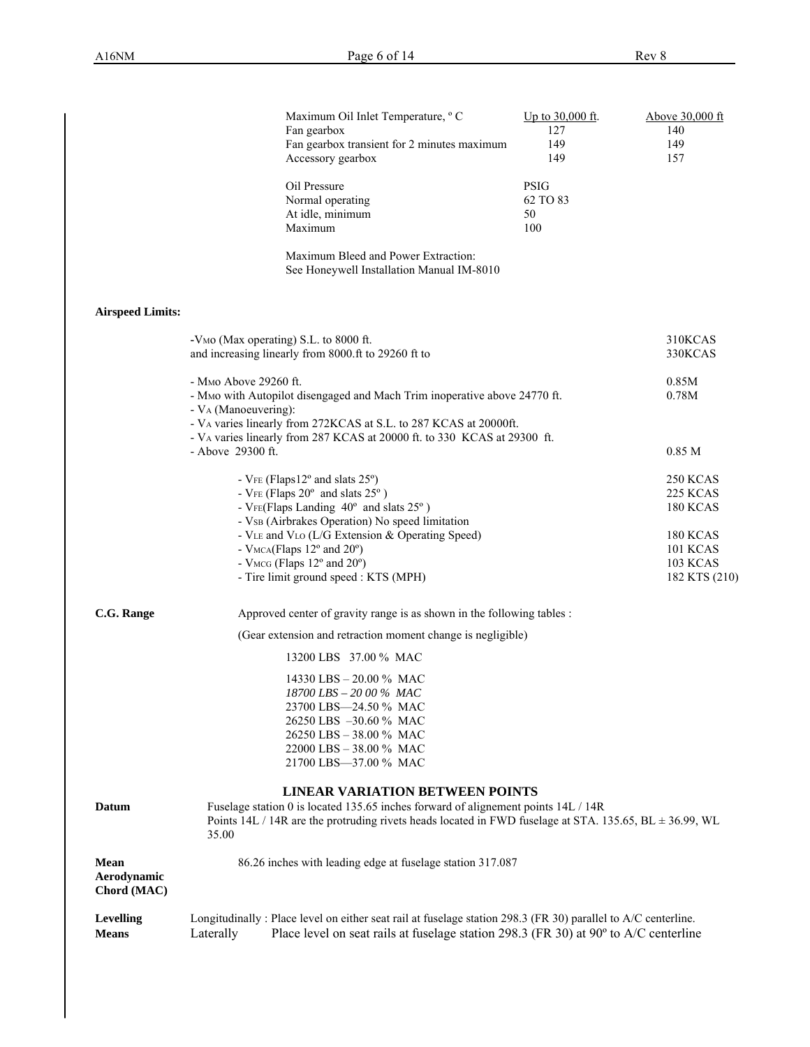| Maximum Oil Inlet Temperature, º C | Up to 30,000 ft. | Above 30,000 ft |
|---|---|---|
| Fan gearbox | 127 | 140 |
| Fan gearbox transient for 2 minutes maximum | 149 | 149 |
| Accessory gearbox | 149 | 157 |

| Oil Pressure | PSIG |
|---|---|
| Normal operating | 62 TO 83 |
| At idle, minimum | 50 |
| Maximum | 100 |

Maximum Bleed and Power Extraction:
See Honeywell Installation Manual IM-8010

**Airspeed Limits:**

| | |
|---|---|
| -$V_{MO}$ (Max operating) S.L. to 8000 ft. | 310KCAS |
| and increasing linearly from 8000.ft to 29260 ft to | 330KCAS |
| - $M_{MO}$ Above 29260 ft. | 0.85M |
| - $M_{MO}$ with Autopilot disengaged and Mach Trim inoperative above 24770 ft. | 0.78M |
| - $V_A$ (Manoeuvering): | |
| - $V_A$ varies linearly from 272KCAS at S.L. to 287 KCAS at 20000ft. | |
| - $V_A$ varies linearly from 287 KCAS at 20000 ft. to 330 KCAS at 29300 ft. | |
| - Above 29300 ft. | 0.85 M |
| - $V_{FE}$ (Flaps12º and slats 25º) | 250 KCAS |
| - $V_{FE}$ (Flaps 20º and slats 25º ) | 225 KCAS |
| - $V_{FE}$(Flaps Landing 40º and slats 25º ) | 180 KCAS |
| - $V_{SB}$ (Airbrakes Operation) No speed limitation | |
| - $V_{LE}$ and $V_{LO}$ (L/G Extension & Operating Speed) | 180 KCAS |
| - $V_{MCA}$(Flaps 12º and 20º) | 101 KCAS |
| - $V_{MCG}$ (Flaps 12º and 20º) | 103 KCAS |
| - Tire limit ground speed : KTS (MPH) | 182 KTS (210) |

**C.G. Range**

Approved center of gravity range is as shown in the following tables :

(Gear extension and retraction moment change is negligible)

13200 LBS 37.00 % MAC

14330 LBS – 20.00 % MAC
*18700 LBS – 20 00 % MAC*
23700 LBS—24.50 % MAC
26250 LBS –30.60 % MAC
26250 LBS – 38.00 % MAC
22000 LBS – 38.00 % MAC
21700 LBS—37.00 % MAC

**LINEAR VARIATION BETWEEN POINTS**

**Datum**

Fuselage station 0 is located 135.65 inches forward of alignement points 14L / 14R
Points 14L / 14R are the protruding rivets heads located in FWD fuselage at STA. 135.65, BL ± 36.99, WL 35.00

**Mean Aerodynamic Chord (MAC)**

86.26 inches with leading edge at fuselage station 317.087

**Levelling Means**

Longitudinally : Place level on either seat rail at fuselage station 298.3 (FR 30) parallel to A/C centerline.
Laterally Place level on seat rails at fuselage station 298.3 (FR 30) at 90º to A/C centerline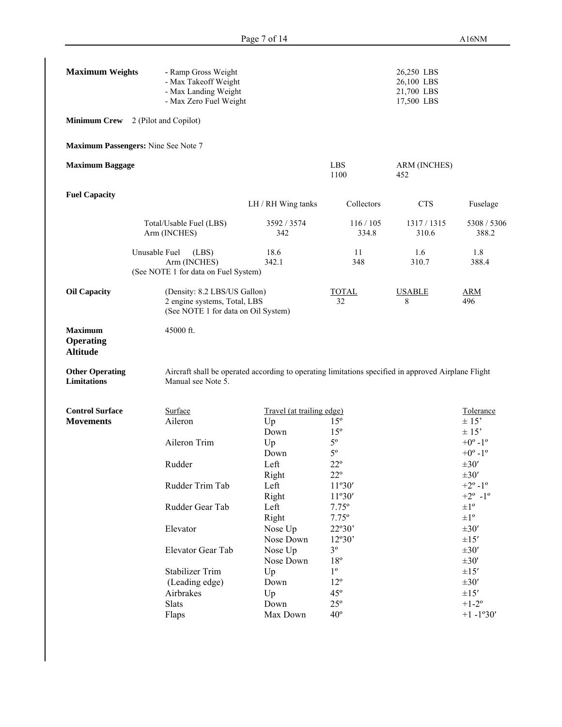**Maximum Weights**

| | |
|---|---|
| - Ramp Gross Weight | 26,250 LBS |
| - Max Takeoff Weight | 26,100 LBS |
| - Max Landing Weight | 21,700 LBS |
| - Max Zero Fuel Weight | 17,500 LBS |

**Minimum Crew** 2 (Pilot and Copilot)

**Maximum Passengers:** Nine See Note 7

**Maximum Baggage**

| LBS | ARM (INCHES) |
|---|---|
| 1100 | 452 |

**Fuel Capacity**

| | LH / RH Wing tanks | Collectors | CTS | Fuselage |
|---|---|---|---|---|
| Total/Usable Fuel (LBS) | 3592 / 3574 | 116 / 105 | 1317 / 1315 | 5308 / 5306 |
| Arm (INCHES) | 342 | 334.8 | 310.6 | 388.2 |
| Unusable Fuel (LBS) | 18.6 | 11 | 1.6 | 1.8 |
| Arm (INCHES) | 342.1 | 348 | 310.7 | 388.4 |

(See NOTE 1 for data on Fuel System)

**Oil Capacity**

(Density: 8.2 LBS/US Gallon)

| | TOTAL | USABLE | ARM |
|---|---|---|---|
| 2 engine systems, Total, LBS | 32 | 8 | 496 |

(See NOTE 1 for data on Oil System)

**Maximum Operating Altitude** 45000 ft.

**Other Operating Limitations** Aircraft shall be operated according to operating limitations specified in approved Airplane Flight Manual see Note 5.

**Control Surface Movements**

| Surface | Travel (at trailing edge) | | Tolerance |
|---|---|---|---|
| Aileron | Up | 15º | ± 15' |
| | Down | 15º | ± 15' |
| Aileron Trim | Up | 5º | +0º -1º |
| | Down | 5º | +0º -1º |
| Rudder | Left | 22º | ±30′ |
| | Right | 22º | ±30′ |
| Rudder Trim Tab | Left | 11º30′ | +2º -1º |
| | Right | 11º30′ | +2º -1º |
| Rudder Gear Tab | Left | 7.75º | ±1º |
| | Right | 7.75º | ±1º |
| Elevator | Nose Up | 22º30' | ±30′ |
| | Nose Down | 12º30' | ±15′ |
| Elevator Gear Tab | Nose Up | 3º | ±30′ |
| | Nose Down | 18º | ±30' |
| Stabilizer Trim | Up | 1º | ±15′ |
| (Leading edge) | Down | 12º | ±30′ |
| Airbrakes | Up | 45º | ±15′ |
| Slats | Down | 25º | +1-2º |
| Flaps | Max Down | 40º | +1 -1º30′ |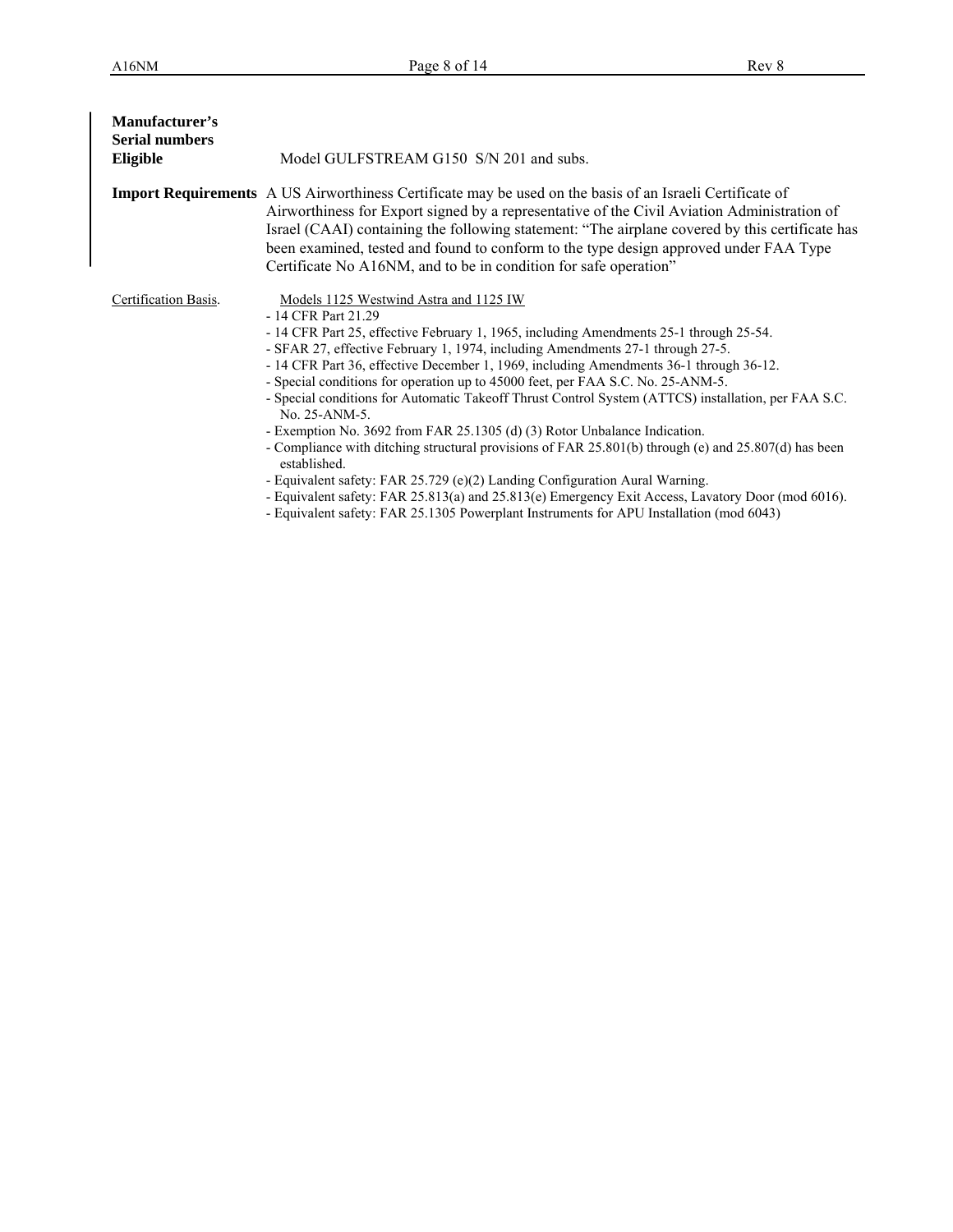**Manufacturer's Serial numbers Eligible** — Model GULFSTREAM G150 S/N 201 and subs.

**Import Requirements** — A US Airworthiness Certificate may be used on the basis of an Israeli Certificate of Airworthiness for Export signed by a representative of the Civil Aviation Administration of Israel (CAAI) containing the following statement: "The airplane covered by this certificate has been examined, tested and found to conform to the type design approved under FAA Type Certificate No A16NM, and to be in condition for safe operation"

Certification Basis.

Models 1125 Westwind Astra and 1125 IW

- 14 CFR Part 21.29
- 14 CFR Part 25, effective February 1, 1965, including Amendments 25-1 through 25-54.
- SFAR 27, effective February 1, 1974, including Amendments 27-1 through 27-5.
- 14 CFR Part 36, effective December 1, 1969, including Amendments 36-1 through 36-12.
- Special conditions for operation up to 45000 feet, per FAA S.C. No. 25-ANM-5.
- Special conditions for Automatic Takeoff Thrust Control System (ATTCS) installation, per FAA S.C. No. 25-ANM-5.
- Exemption No. 3692 from FAR 25.1305 (d) (3) Rotor Unbalance Indication.
- Compliance with ditching structural provisions of FAR 25.801(b) through (e) and 25.807(d) has been established.
- Equivalent safety: FAR 25.729 (e)(2) Landing Configuration Aural Warning.
- Equivalent safety: FAR 25.813(a) and 25.813(e) Emergency Exit Access, Lavatory Door (mod 6016).
- Equivalent safety: FAR 25.1305 Powerplant Instruments for APU Installation (mod 6043)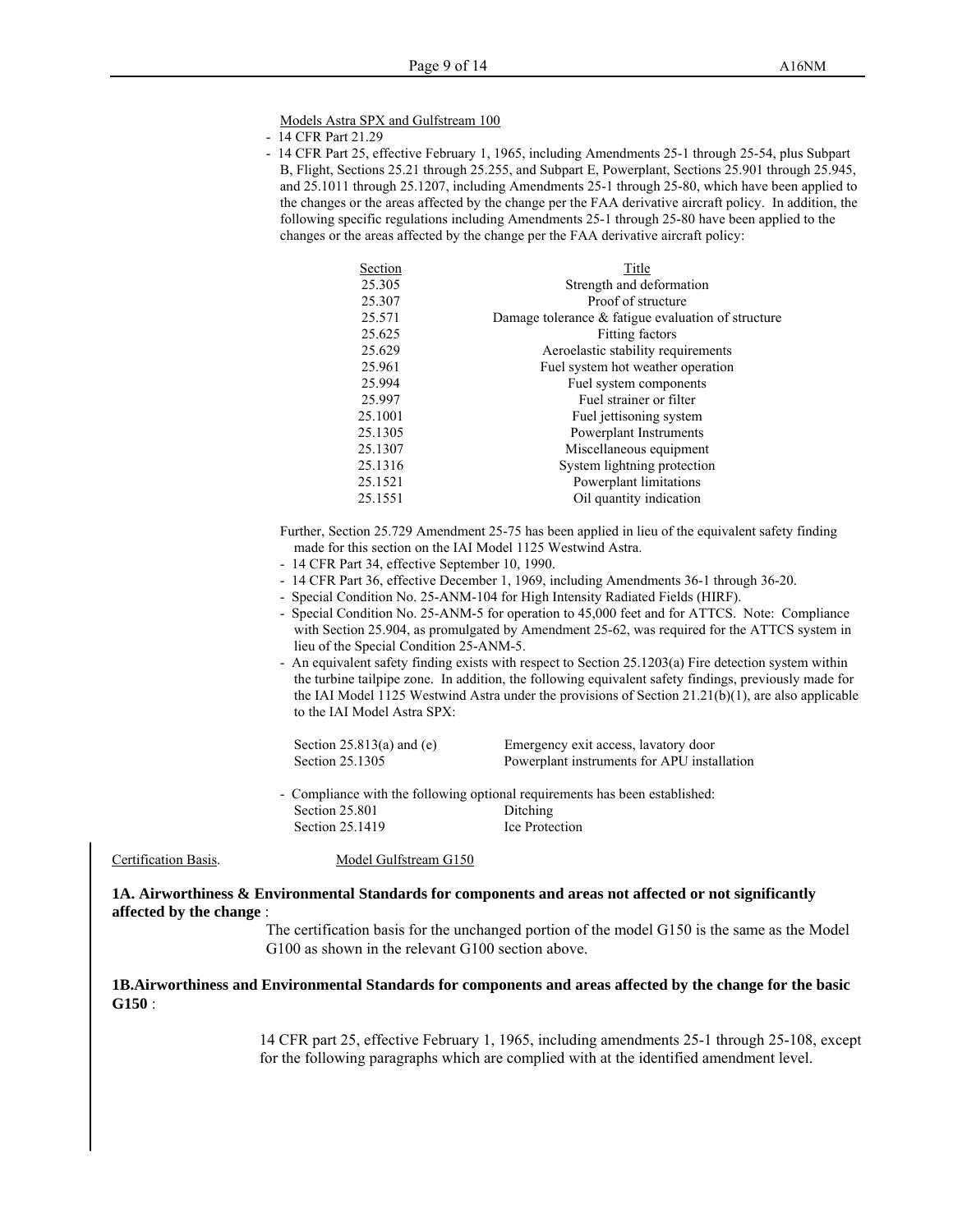Models Astra SPX and Gulfstream 100

- 14 CFR Part 21.29
- 14 CFR Part 25, effective February 1, 1965, including Amendments 25-1 through 25-54, plus Subpart B, Flight, Sections 25.21 through 25.255, and Subpart E, Powerplant, Sections 25.901 through 25.945, and 25.1011 through 25.1207, including Amendments 25-1 through 25-80, which have been applied to the changes or the areas affected by the change per the FAA derivative aircraft policy. In addition, the following specific regulations including Amendments 25-1 through 25-80 have been applied to the changes or the areas affected by the change per the FAA derivative aircraft policy:

| Section | Title |
|---|---|
| 25.305 | Strength and deformation |
| 25.307 | Proof of structure |
| 25.571 | Damage tolerance & fatigue evaluation of structure |
| 25.625 | Fitting factors |
| 25.629 | Aeroelastic stability requirements |
| 25.961 | Fuel system hot weather operation |
| 25.994 | Fuel system components |
| 25.997 | Fuel strainer or filter |
| 25.1001 | Fuel jettisoning system |
| 25.1305 | Powerplant Instruments |
| 25.1307 | Miscellaneous equipment |
| 25.1316 | System lightning protection |
| 25.1521 | Powerplant limitations |
| 25.1551 | Oil quantity indication |

Further, Section 25.729 Amendment 25-75 has been applied in lieu of the equivalent safety finding made for this section on the IAI Model 1125 Westwind Astra.

- 14 CFR Part 34, effective September 10, 1990.
- 14 CFR Part 36, effective December 1, 1969, including Amendments 36-1 through 36-20.
- Special Condition No. 25-ANM-104 for High Intensity Radiated Fields (HIRF).
- Special Condition No. 25-ANM-5 for operation to 45,000 feet and for ATTCS. Note: Compliance with Section 25.904, as promulgated by Amendment 25-62, was required for the ATTCS system in lieu of the Special Condition 25-ANM-5.
- An equivalent safety finding exists with respect to Section 25.1203(a) Fire detection system within the turbine tailpipe zone. In addition, the following equivalent safety findings, previously made for the IAI Model 1125 Westwind Astra under the provisions of Section 21.21(b)(1), are also applicable to the IAI Model Astra SPX:

| | |
|---|---|
| Section 25.813(a) and (e) | Emergency exit access, lavatory door |
| Section 25.1305 | Powerplant instruments for APU installation |

- Compliance with the following optional requirements has been established:

| | |
|---|---|
| Section 25.801 | Ditching |
| Section 25.1419 | Ice Protection |

Certification Basis. Model Gulfstream G150

**1A. Airworthiness & Environmental Standards for components and areas not affected or not significantly affected by the change** :

The certification basis for the unchanged portion of the model G150 is the same as the Model G100 as shown in the relevant G100 section above.

**1B.Airworthiness and Environmental Standards for components and areas affected by the change for the basic G150** :

14 CFR part 25, effective February 1, 1965, including amendments 25-1 through 25-108, except for the following paragraphs which are complied with at the identified amendment level.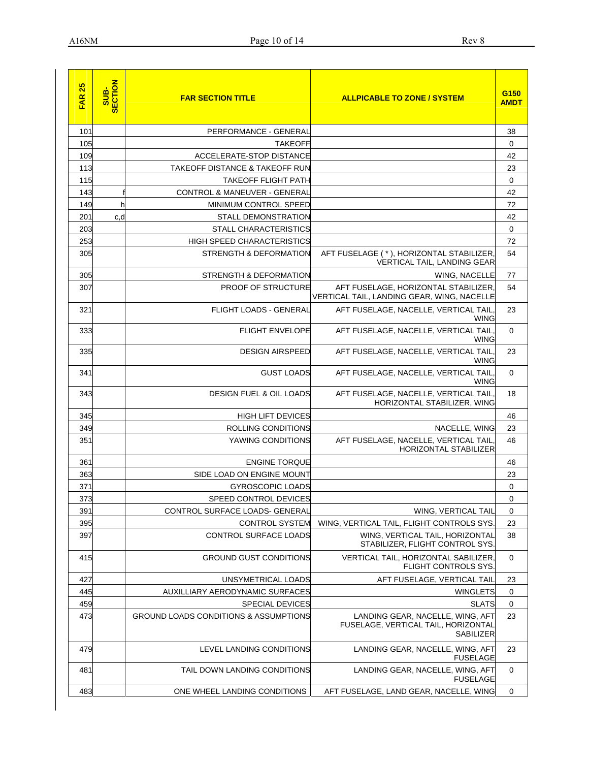| FAR 25 | SUB-SECTION | FAR SECTION TITLE | ALLPICABLE TO ZONE / SYSTEM | G150 AMDT |
|---|---|---|---|---|
| 101 | | PERFORMANCE - GENERAL | | 38 |
| 105 | | TAKEOFF | | 0 |
| 109 | | ACCELERATE-STOP DISTANCE | | 42 |
| 113 | | TAKEOFF DISTANCE & TAKEOFF RUN | | 23 |
| 115 | | TAKEOFF FLIGHT PATH | | 0 |
| 143 | f | CONTROL & MANEUVER - GENERAL | | 42 |
| 149 | h | MINIMUM CONTROL SPEED | | 72 |
| 201 | c,d | STALL DEMONSTRATION | | 42 |
| 203 | | STALL CHARACTERISTICS | | 0 |
| 253 | | HIGH SPEED CHARACTERISTICS | | 72 |
| 305 | | STRENGTH & DEFORMATION | AFT FUSELAGE ( * ), HORIZONTAL STABILIZER, VERTICAL TAIL, LANDING GEAR | 54 |
| 305 | | STRENGTH & DEFORMATION | WING, NACELLE | 77 |
| 307 | | PROOF OF STRUCTURE | AFT FUSELAGE, HORIZONTAL STABILIZER, VERTICAL TAIL, LANDING GEAR, WING, NACELLE | 54 |
| 321 | | FLIGHT LOADS - GENERAL | AFT FUSELAGE, NACELLE, VERTICAL TAIL, WING | 23 |
| 333 | | FLIGHT ENVELOPE | AFT FUSELAGE, NACELLE, VERTICAL TAIL, WING | 0 |
| 335 | | DESIGN AIRSPEED | AFT FUSELAGE, NACELLE, VERTICAL TAIL, WING | 23 |
| 341 | | GUST LOADS | AFT FUSELAGE, NACELLE, VERTICAL TAIL, WING | 0 |
| 343 | | DESIGN FUEL & OIL LOADS | AFT FUSELAGE, NACELLE, VERTICAL TAIL, HORIZONTAL STABILIZER, WING | 18 |
| 345 | | HIGH LIFT DEVICES | | 46 |
| 349 | | ROLLING CONDITIONS | NACELLE, WING | 23 |
| 351 | | YAWING CONDITIONS | AFT FUSELAGE, NACELLE, VERTICAL TAIL, HORIZONTAL STABILIZER | 46 |
| 361 | | ENGINE TORQUE | | 46 |
| 363 | | SIDE LOAD ON ENGINE MOUNT | | 23 |
| 371 | | GYROSCOPIC LOADS | | 0 |
| 373 | | SPEED CONTROL DEVICES | | 0 |
| 391 | | CONTROL SURFACE LOADS- GENERAL | WING, VERTICAL TAIL | 0 |
| 395 | | CONTROL SYSTEM | WING, VERTICAL TAIL, FLIGHT CONTROLS SYS. | 23 |
| 397 | | CONTROL SURFACE LOADS | WING, VERTICAL TAIL, HORIZONTAL STABILIZER, FLIGHT CONTROL SYS. | 38 |
| 415 | | GROUND GUST CONDITIONS | VERTICAL TAIL, HORIZONTAL SABILIZER, FLIGHT CONTROLS SYS. | 0 |
| 427 | | UNSYMETRICAL LOADS | AFT FUSELAGE, VERTICAL TAIL | 23 |
| 445 | | AUXILLIARY AERODYNAMIC SURFACES | WINGLETS | 0 |
| 459 | | SPECIAL DEVICES | SLATS | 0 |
| 473 | | GROUND LOADS CONDITIONS & ASSUMPTIONS | LANDING GEAR, NACELLE, WING, AFT FUSELAGE, VERTICAL TAIL, HORIZONTAL SABILIZER | 23 |
| 479 | | LEVEL LANDING CONDITIONS | LANDING GEAR, NACELLE, WING, AFT FUSELAGE | 23 |
| 481 | | TAIL DOWN LANDING CONDITIONS | LANDING GEAR, NACELLE, WING, AFT FUSELAGE | 0 |
| 483 | | ONE WHEEL LANDING CONDITIONS | AFT FUSELAGE, LAND GEAR, NACELLE, WING | 0 |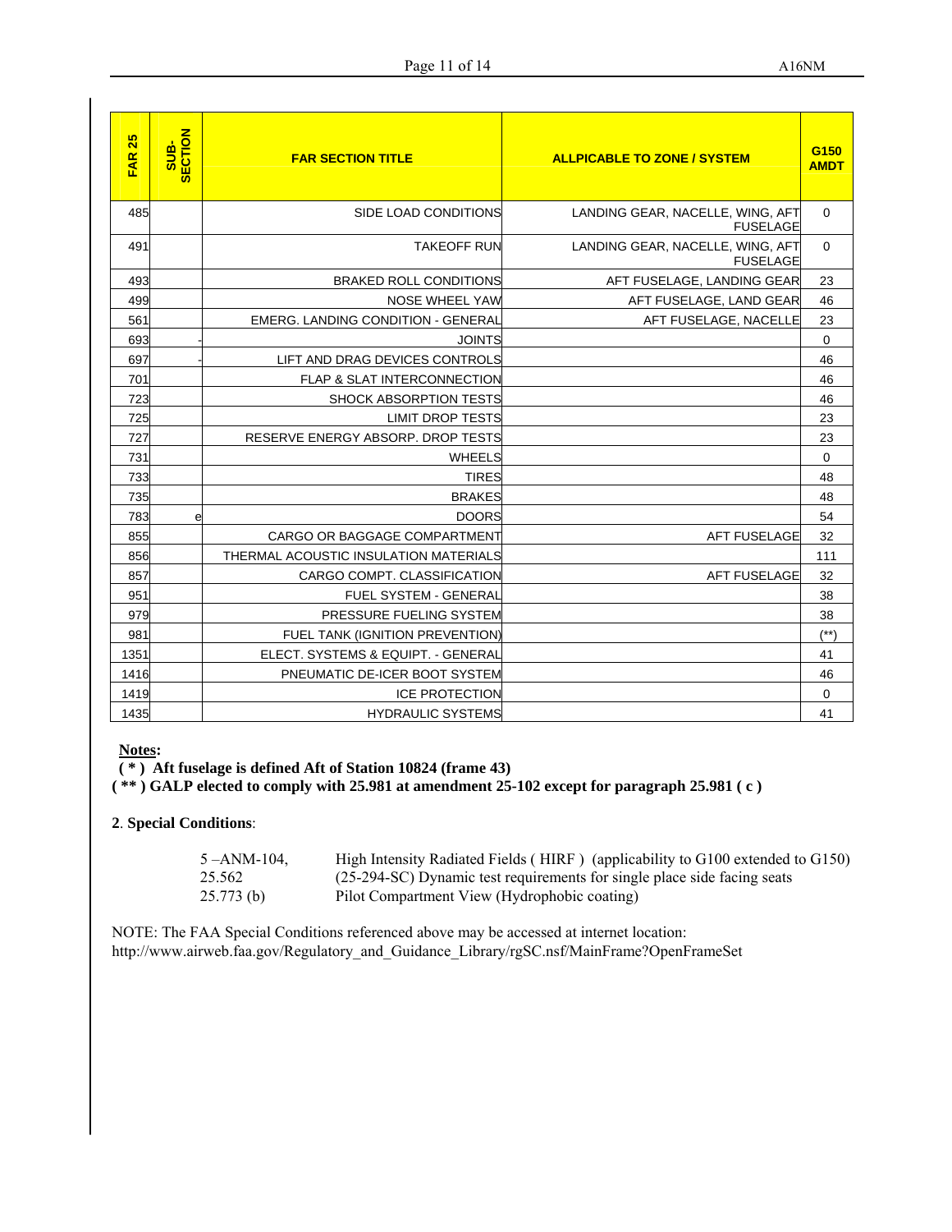| FAR 25 | SUB-SECTION | FAR SECTION TITLE | ALLPICABLE TO ZONE / SYSTEM | G150 AMDT |
|---|---|---|---|---|
| 485 | | SIDE LOAD CONDITIONS | LANDING GEAR, NACELLE, WING, AFT FUSELAGE | 0 |
| 491 | | TAKEOFF RUN | LANDING GEAR, NACELLE, WING, AFT FUSELAGE | 0 |
| 493 | | BRAKED ROLL CONDITIONS | AFT FUSELAGE, LANDING GEAR | 23 |
| 499 | | NOSE WHEEL YAW | AFT FUSELAGE, LAND GEAR | 46 |
| 561 | | EMERG. LANDING CONDITION - GENERAL | AFT FUSELAGE, NACELLE | 23 |
| 693 | - | JOINTS | | 0 |
| 697 | - | LIFT AND DRAG DEVICES CONTROLS | | 46 |
| 701 | | FLAP & SLAT INTERCONNECTION | | 46 |
| 723 | | SHOCK ABSORPTION TESTS | | 46 |
| 725 | | LIMIT DROP TESTS | | 23 |
| 727 | | RESERVE ENERGY ABSORP. DROP TESTS | | 23 |
| 731 | | WHEELS | | 0 |
| 733 | | TIRES | | 48 |
| 735 | | BRAKES | | 48 |
| 783 | e | DOORS | | 54 |
| 855 | | CARGO OR BAGGAGE COMPARTMENT | AFT FUSELAGE | 32 |
| 856 | | THERMAL ACOUSTIC INSULATION MATERIALS | | 111 |
| 857 | | CARGO COMPT. CLASSIFICATION | AFT FUSELAGE | 32 |
| 951 | | FUEL SYSTEM - GENERAL | | 38 |
| 979 | | PRESSURE FUELING SYSTEM | | 38 |
| 981 | | FUEL TANK (IGNITION PREVENTION) | | (**) |
| 1351 | | ELECT. SYSTEMS & EQUIPT. - GENERAL | | 41 |
| 1416 | | PNEUMATIC DE-ICER BOOT SYSTEM | | 46 |
| 1419 | | ICE PROTECTION | | 0 |
| 1435 | | HYDRAULIC SYSTEMS | | 41 |

**Notes:**

**( * ) Aft fuselage is defined Aft of Station 10824 (frame 43)**

**( ** ) GALP elected to comply with 25.981 at amendment 25-102 except for paragraph 25.981 ( c )**

2. **Special Conditions**:

| | |
|---|---|
| 5 –ANM-104, | High Intensity Radiated Fields ( HIRF ) (applicability to G100 extended to G150) |
| 25.562 | (25-294-SC) Dynamic test requirements for single place side facing seats |
| 25.773 (b) | Pilot Compartment View (Hydrophobic coating) |

NOTE: The FAA Special Conditions referenced above may be accessed at internet location:
http://www.airweb.faa.gov/Regulatory_and_Guidance_Library/rgSC.nsf/MainFrame?OpenFrameSet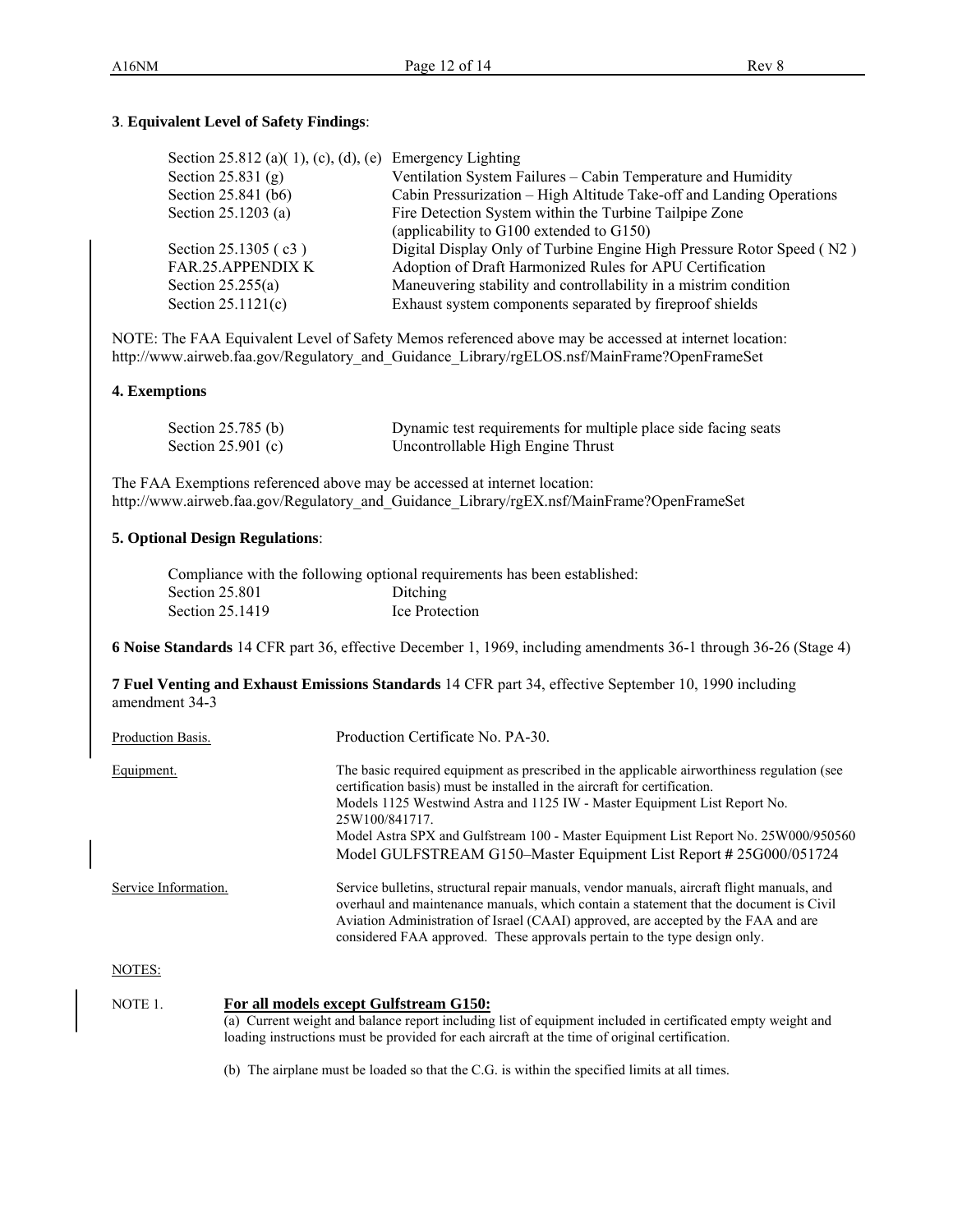**3**. **Equivalent Level of Safety Findings**:

| | |
|---|---|
| Section 25.812 (a)( 1), (c), (d), (e) | Emergency Lighting |
| Section 25.831 (g) | Ventilation System Failures – Cabin Temperature and Humidity |
| Section 25.841 (b6) | Cabin Pressurization – High Altitude Take-off and Landing Operations |
| Section 25.1203 (a) | Fire Detection System within the Turbine Tailpipe Zone (applicability to G100 extended to G150) |
| Section 25.1305 ( c3 ) | Digital Display Only of Turbine Engine High Pressure Rotor Speed ( N2 ) |
| FAR.25.APPENDIX K | Adoption of Draft Harmonized Rules for APU Certification |
| Section 25.255(a) | Maneuvering stability and controllability in a mistrim condition |
| Section 25.1121(c) | Exhaust system components separated by fireproof shields |

NOTE: The FAA Equivalent Level of Safety Memos referenced above may be accessed at internet location: http://www.airweb.faa.gov/Regulatory_and_Guidance_Library/rgELOS.nsf/MainFrame?OpenFrameSet

**4. Exemptions**

| | |
|---|---|
| Section 25.785 (b) | Dynamic test requirements for multiple place side facing seats |
| Section 25.901 (c) | Uncontrollable High Engine Thrust |

The FAA Exemptions referenced above may be accessed at internet location: http://www.airweb.faa.gov/Regulatory_and_Guidance_Library/rgEX.nsf/MainFrame?OpenFrameSet

**5. Optional Design Regulations**:

Compliance with the following optional requirements has been established:

| | |
|---|---|
| Section 25.801 | Ditching |
| Section 25.1419 | Ice Protection |

**6 Noise Standards** 14 CFR part 36, effective December 1, 1969, including amendments 36-1 through 36-26 (Stage 4)

**7 Fuel Venting and Exhaust Emissions Standards** 14 CFR part 34, effective September 10, 1990 including amendment 34-3

| | |
|---|---|
| Production Basis. | Production Certificate No. PA-30. |
| Equipment. | The basic required equipment as prescribed in the applicable airworthiness regulation (see certification basis) must be installed in the aircraft for certification.<br>Models 1125 Westwind Astra and 1125 IW - Master Equipment List Report No. 25W100/841717.<br>Model Astra SPX and Gulfstream 100 - Master Equipment List Report No. 25W000/950560<br>Model GULFSTREAM G150–Master Equipment List Report # 25G000/051724 |
| Service Information. | Service bulletins, structural repair manuals, vendor manuals, aircraft flight manuals, and overhaul and maintenance manuals, which contain a statement that the document is Civil Aviation Administration of Israel (CAAI) approved, are accepted by the FAA and are considered FAA approved. These approvals pertain to the type design only. |

NOTES:

NOTE 1. **For all models except Gulfstream G150:**

(a) Current weight and balance report including list of equipment included in certificated empty weight and loading instructions must be provided for each aircraft at the time of original certification.

(b) The airplane must be loaded so that the C.G. is within the specified limits at all times.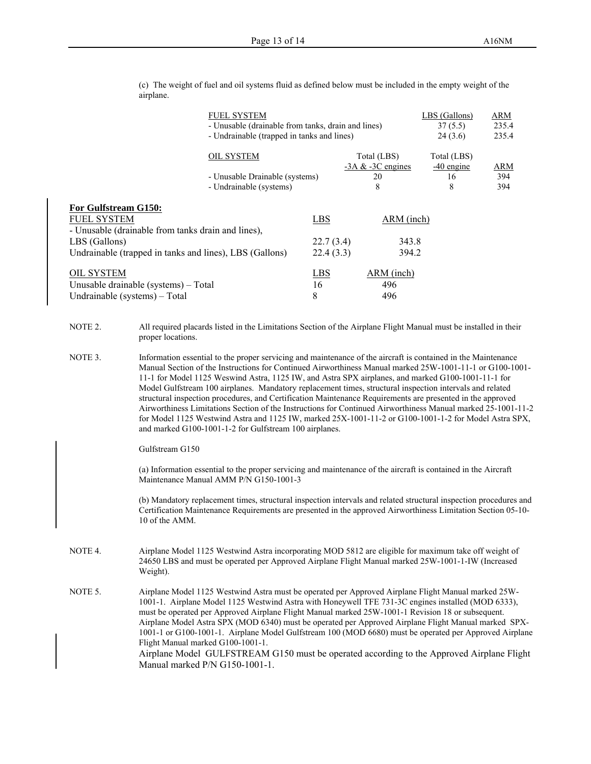(c) The weight of fuel and oil systems fluid as defined below must be included in the empty weight of the airplane.

| FUEL SYSTEM | LBS (Gallons) | ARM |
|---|---|---|
| - Unusable (drainable from tanks, drain and lines) | 37 (5.5) | 235.4 |
| - Undrainable (trapped in tanks and lines) | 24 (3.6) | 235.4 |

| OIL SYSTEM | Total (LBS) -3A & -3C engines | Total (LBS) -40 engine | ARM |
|---|---|---|---|
| - Unusable Drainable (systems) | 20 | 16 | 394 |
| - Undrainable (systems) | 8 | 8 | 394 |

**For Gulfstream G150:**

| FUEL SYSTEM | LBS | ARM (inch) |
|---|---|---|
| - Unusable (drainable from tanks drain and lines), LBS (Gallons) | 22.7 (3.4) | 343.8 |
| Undrainable (trapped in tanks and lines), LBS (Gallons) | 22.4 (3.3) | 394.2 |

| OIL SYSTEM | LBS | ARM (inch) |
|---|---|---|
| Unusable drainable (systems) – Total | 16 | 496 |
| Undrainable (systems) – Total | 8 | 496 |

NOTE 2. All required placards listed in the Limitations Section of the Airplane Flight Manual must be installed in their proper locations.

NOTE 3. Information essential to the proper servicing and maintenance of the aircraft is contained in the Maintenance Manual Section of the Instructions for Continued Airworthiness Manual marked 25W-1001-11-1 or G100-1001-11-1 for Model 1125 Weswind Astra, 1125 IW, and Astra SPX airplanes, and marked G100-1001-11-1 for Model Gulfstream 100 airplanes. Mandatory replacement times, structural inspection intervals and related structural inspection procedures, and Certification Maintenance Requirements are presented in the approved Airworthiness Limitations Section of the Instructions for Continued Airworthiness Manual marked 25-1001-11-2 for Model 1125 Westwind Astra and 1125 IW, marked 25X-1001-11-2 or G100-1001-1-2 for Model Astra SPX, and marked G100-1001-1-2 for Gulfstream 100 airplanes.

Gulfstream G150

(a) Information essential to the proper servicing and maintenance of the aircraft is contained in the Aircraft Maintenance Manual AMM P/N G150-1001-3

(b) Mandatory replacement times, structural inspection intervals and related structural inspection procedures and Certification Maintenance Requirements are presented in the approved Airworthiness Limitation Section 05-10-10 of the AMM.

NOTE 4. Airplane Model 1125 Westwind Astra incorporating MOD 5812 are eligible for maximum take off weight of 24650 LBS and must be operated per Approved Airplane Flight Manual marked 25W-1001-1-IW (Increased Weight).

NOTE 5. Airplane Model 1125 Westwind Astra must be operated per Approved Airplane Flight Manual marked 25W-1001-1. Airplane Model 1125 Westwind Astra with Honeywell TFE 731-3C engines installed (MOD 6333), must be operated per Approved Airplane Flight Manual marked 25W-1001-1 Revision 18 or subsequent. Airplane Model Astra SPX (MOD 6340) must be operated per Approved Airplane Flight Manual marked SPX-1001-1 or G100-1001-1. Airplane Model Gulfstream 100 (MOD 6680) must be operated per Approved Airplane Flight Manual marked G100-1001-1.
Airplane Model GULFSTREAM G150 must be operated according to the Approved Airplane Flight Manual marked P/N G150-1001-1.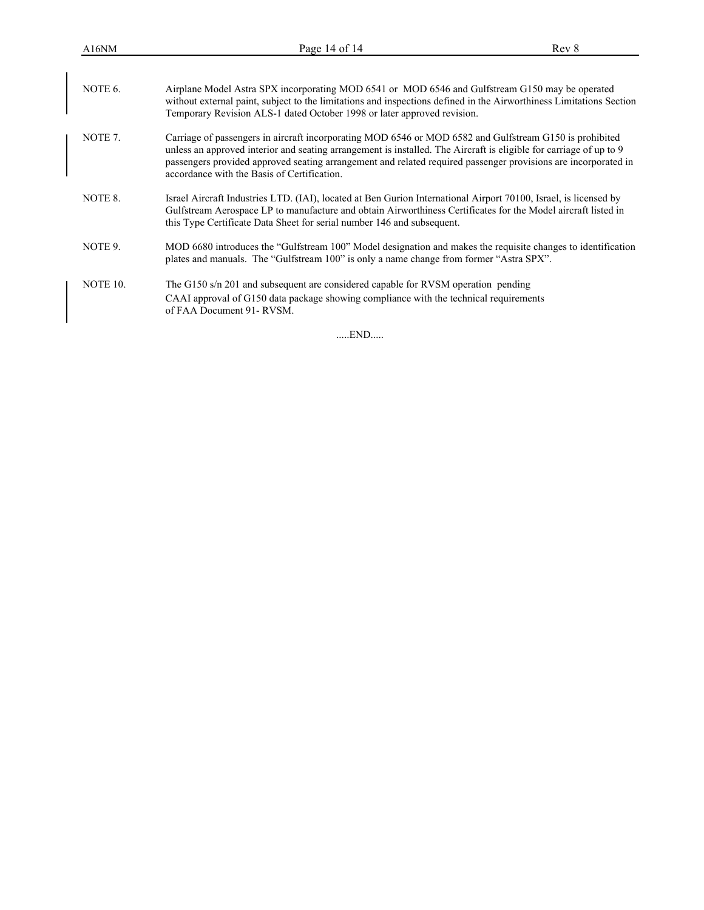NOTE 6. Airplane Model Astra SPX incorporating MOD 6541 or MOD 6546 and Gulfstream G150 may be operated without external paint, subject to the limitations and inspections defined in the Airworthiness Limitations Section Temporary Revision ALS-1 dated October 1998 or later approved revision.

NOTE 7. Carriage of passengers in aircraft incorporating MOD 6546 or MOD 6582 and Gulfstream G150 is prohibited unless an approved interior and seating arrangement is installed. The Aircraft is eligible for carriage of up to 9 passengers provided approved seating arrangement and related required passenger provisions are incorporated in accordance with the Basis of Certification.

NOTE 8. Israel Aircraft Industries LTD. (IAI), located at Ben Gurion International Airport 70100, Israel, is licensed by Gulfstream Aerospace LP to manufacture and obtain Airworthiness Certificates for the Model aircraft listed in this Type Certificate Data Sheet for serial number 146 and subsequent.

NOTE 9. MOD 6680 introduces the "Gulfstream 100" Model designation and makes the requisite changes to identification plates and manuals. The "Gulfstream 100" is only a name change from former "Astra SPX".

NOTE 10. The G150 s/n 201 and subsequent are considered capable for RVSM operation pending CAAI approval of G150 data package showing compliance with the technical requirements of FAA Document 91- RVSM.

.....END.....